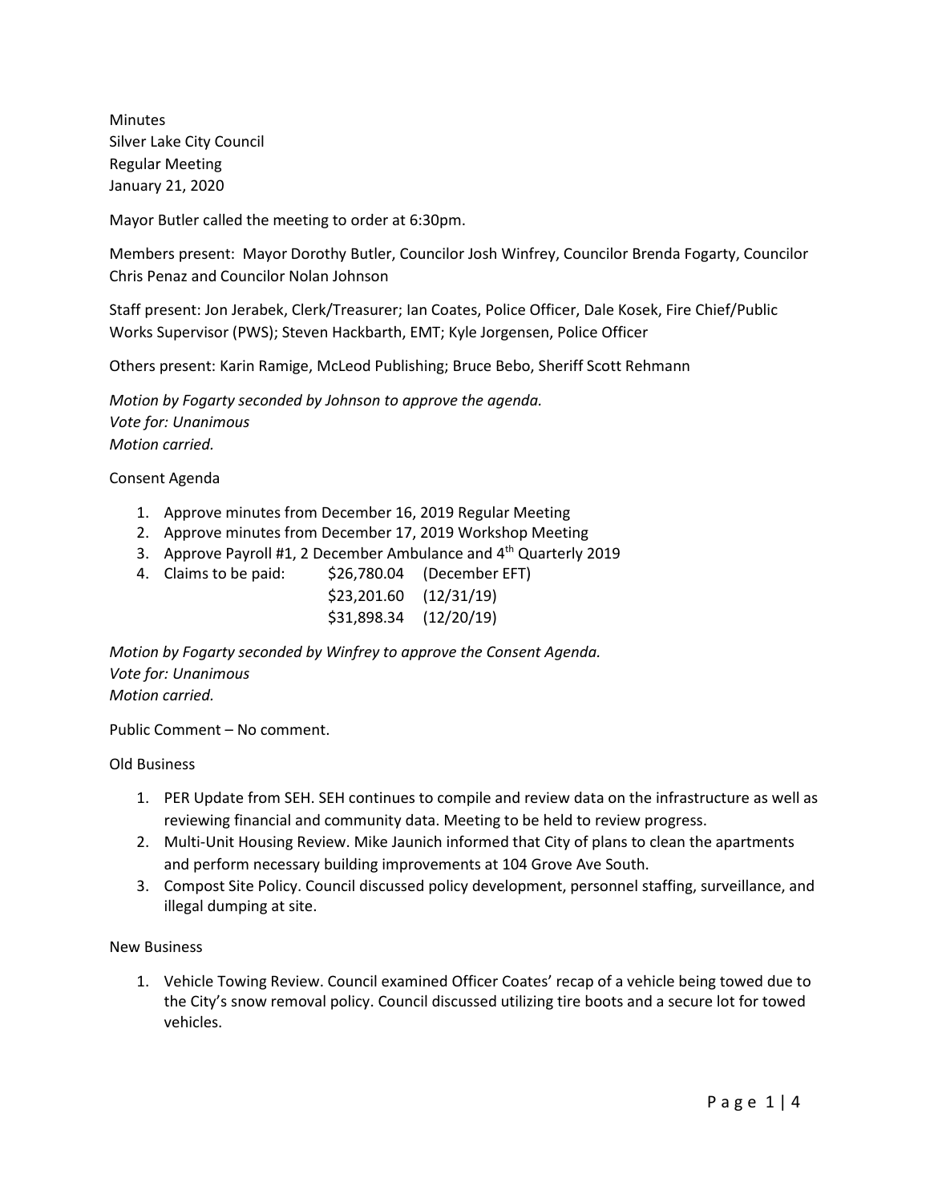Minutes
Silver Lake City Council
Regular Meeting
January 21, 2020

Mayor Butler called the meeting to order at 6:30pm.

Members present: Mayor Dorothy Butler, Councilor Josh Winfrey, Councilor Brenda Fogarty, Councilor Chris Penaz and Councilor Nolan Johnson

Staff present: Jon Jerabek, Clerk/Treasurer; Ian Coates, Police Officer, Dale Kosek, Fire Chief/Public Works Supervisor (PWS); Steven Hackbarth, EMT; Kyle Jorgensen, Police Officer

Others present: Karin Ramige, McLeod Publishing; Bruce Bebo, Sheriff Scott Rehmann

*Motion by Fogarty seconded by Johnson to approve the agenda.*
*Vote for: Unanimous*
*Motion carried.*

Consent Agenda

1. Approve minutes from December 16, 2019 Regular Meeting
2. Approve minutes from December 17, 2019 Workshop Meeting
3. Approve Payroll #1, 2 December Ambulance and 4th Quarterly 2019
4. Claims to be paid: $26,780.04 (December EFT)
   $23,201.60 (12/31/19)
   $31,898.34 (12/20/19)

*Motion by Fogarty seconded by Winfrey to approve the Consent Agenda.*
*Vote for: Unanimous*
*Motion carried.*

Public Comment – No comment.

Old Business

1. PER Update from SEH. SEH continues to compile and review data on the infrastructure as well as reviewing financial and community data. Meeting to be held to review progress.
2. Multi-Unit Housing Review. Mike Jaunich informed that City of plans to clean the apartments and perform necessary building improvements at 104 Grove Ave South.
3. Compost Site Policy. Council discussed policy development, personnel staffing, surveillance, and illegal dumping at site.

New Business

1. Vehicle Towing Review. Council examined Officer Coates' recap of a vehicle being towed due to the City's snow removal policy. Council discussed utilizing tire boots and a secure lot for towed vehicles.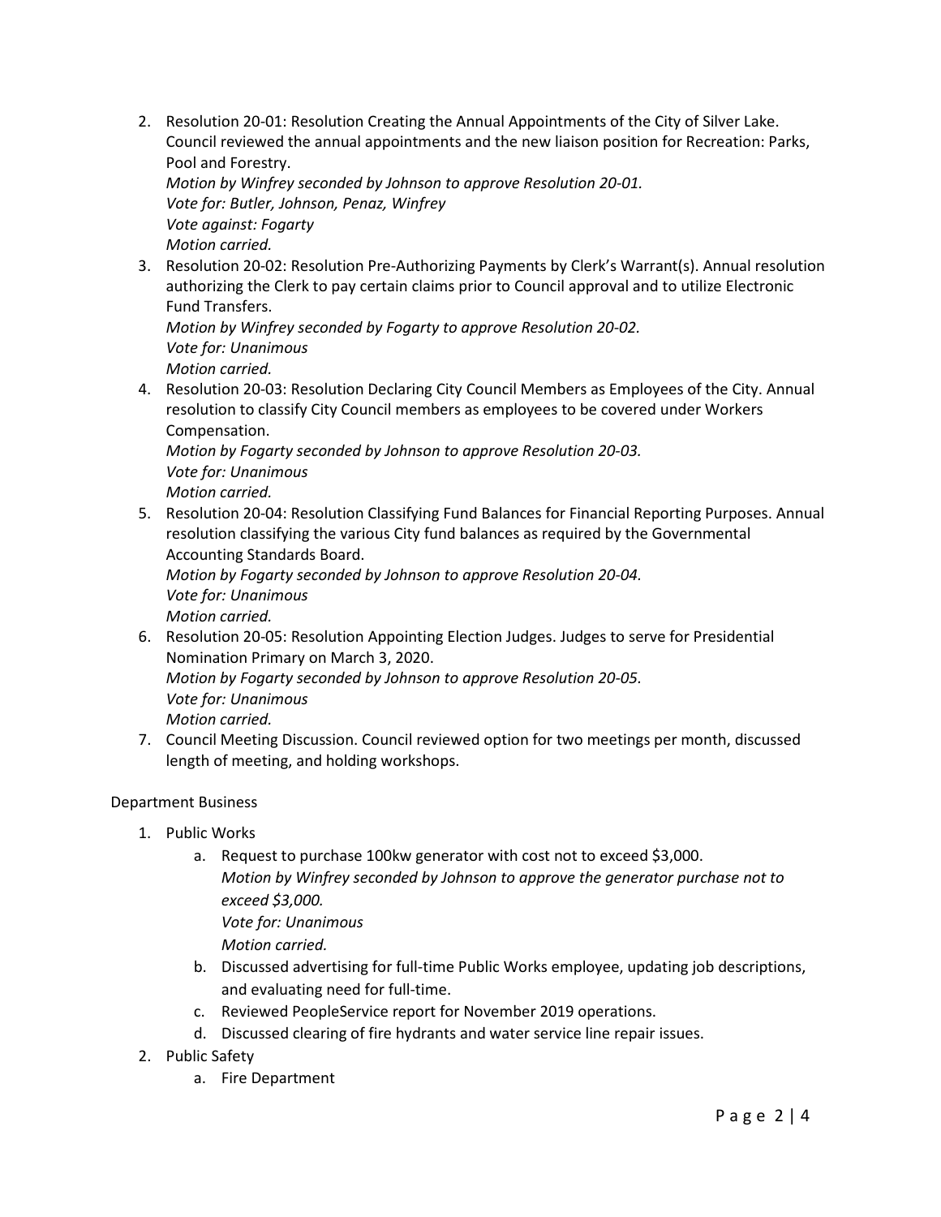2. Resolution 20-01: Resolution Creating the Annual Appointments of the City of Silver Lake. Council reviewed the annual appointments and the new liaison position for Recreation: Parks, Pool and Forestry.
   *Motion by Winfrey seconded by Johnson to approve Resolution 20-01.*
   *Vote for: Butler, Johnson, Penaz, Winfrey*
   *Vote against: Fogarty*
   *Motion carried.*
3. Resolution 20-02: Resolution Pre-Authorizing Payments by Clerk's Warrant(s). Annual resolution authorizing the Clerk to pay certain claims prior to Council approval and to utilize Electronic Fund Transfers.
   *Motion by Winfrey seconded by Fogarty to approve Resolution 20-02.*
   *Vote for: Unanimous*
   *Motion carried.*
4. Resolution 20-03: Resolution Declaring City Council Members as Employees of the City. Annual resolution to classify City Council members as employees to be covered under Workers Compensation.
   *Motion by Fogarty seconded by Johnson to approve Resolution 20-03.*
   *Vote for: Unanimous*
   *Motion carried.*
5. Resolution 20-04: Resolution Classifying Fund Balances for Financial Reporting Purposes. Annual resolution classifying the various City fund balances as required by the Governmental Accounting Standards Board.
   *Motion by Fogarty seconded by Johnson to approve Resolution 20-04.*
   *Vote for: Unanimous*
   *Motion carried.*
6. Resolution 20-05: Resolution Appointing Election Judges. Judges to serve for Presidential Nomination Primary on March 3, 2020.
   *Motion by Fogarty seconded by Johnson to approve Resolution 20-05.*
   *Vote for: Unanimous*
   *Motion carried.*
7. Council Meeting Discussion. Council reviewed option for two meetings per month, discussed length of meeting, and holding workshops.

Department Business

1. Public Works
   a. Request to purchase 100kw generator with cost not to exceed $3,000.
      *Motion by Winfrey seconded by Johnson to approve the generator purchase not to exceed $3,000.*
      *Vote for: Unanimous*
      *Motion carried.*
   b. Discussed advertising for full-time Public Works employee, updating job descriptions, and evaluating need for full-time.
   c. Reviewed PeopleService report for November 2019 operations.
   d. Discussed clearing of fire hydrants and water service line repair issues.
2. Public Safety
   a. Fire Department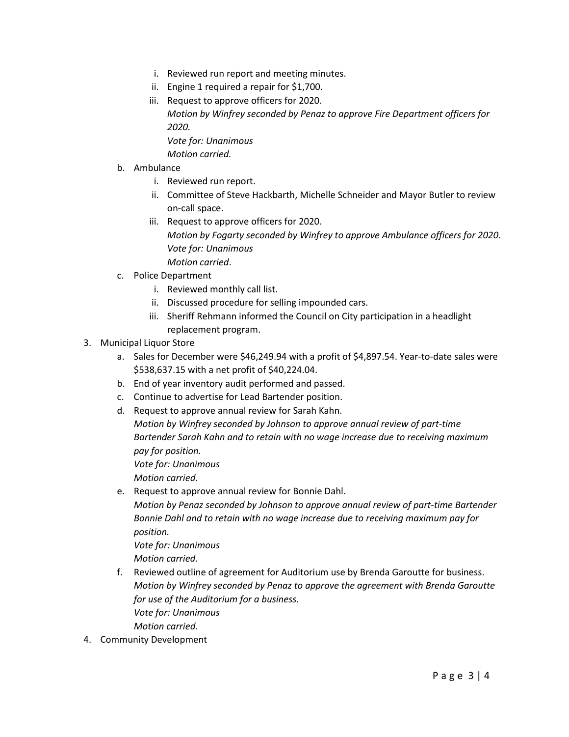- i. Reviewed run report and meeting minutes.
   - ii. Engine 1 required a repair for $1,700.
   - iii. Request to approve officers for 2020.
     *Motion by Winfrey seconded by Penaz to approve Fire Department officers for 2020.*
     *Vote for: Unanimous*
     *Motion carried.*
   - b. Ambulance
     - i. Reviewed run report.
     - ii. Committee of Steve Hackbarth, Michelle Schneider and Mayor Butler to review on-call space.
     - iii. Request to approve officers for 2020.
       *Motion by Fogarty seconded by Winfrey to approve Ambulance officers for 2020.*
       *Vote for: Unanimous*
       *Motion carried*.
   - c. Police Department
     - i. Reviewed monthly call list.
     - ii. Discussed procedure for selling impounded cars.
     - iii. Sheriff Rehmann informed the Council on City participation in a headlight replacement program.

3. Municipal Liquor Store
   - a. Sales for December were $46,249.94 with a profit of $4,897.54. Year-to-date sales were $538,637.15 with a net profit of $40,224.04.
   - b. End of year inventory audit performed and passed.
   - c. Continue to advertise for Lead Bartender position.
   - d. Request to approve annual review for Sarah Kahn.
     *Motion by Winfrey seconded by Johnson to approve annual review of part-time Bartender Sarah Kahn and to retain with no wage increase due to receiving maximum pay for position.*
     *Vote for: Unanimous*
     *Motion carried.*
   - e. Request to approve annual review for Bonnie Dahl.
     *Motion by Penaz seconded by Johnson to approve annual review of part-time Bartender Bonnie Dahl and to retain with no wage increase due to receiving maximum pay for position.*
     *Vote for: Unanimous*
     *Motion carried.*
   - f. Reviewed outline of agreement for Auditorium use by Brenda Garoutte for business.
     *Motion by Winfrey seconded by Penaz to approve the agreement with Brenda Garoutte for use of the Auditorium for a business.*
     *Vote for: Unanimous*
     *Motion carried.*

4. Community Development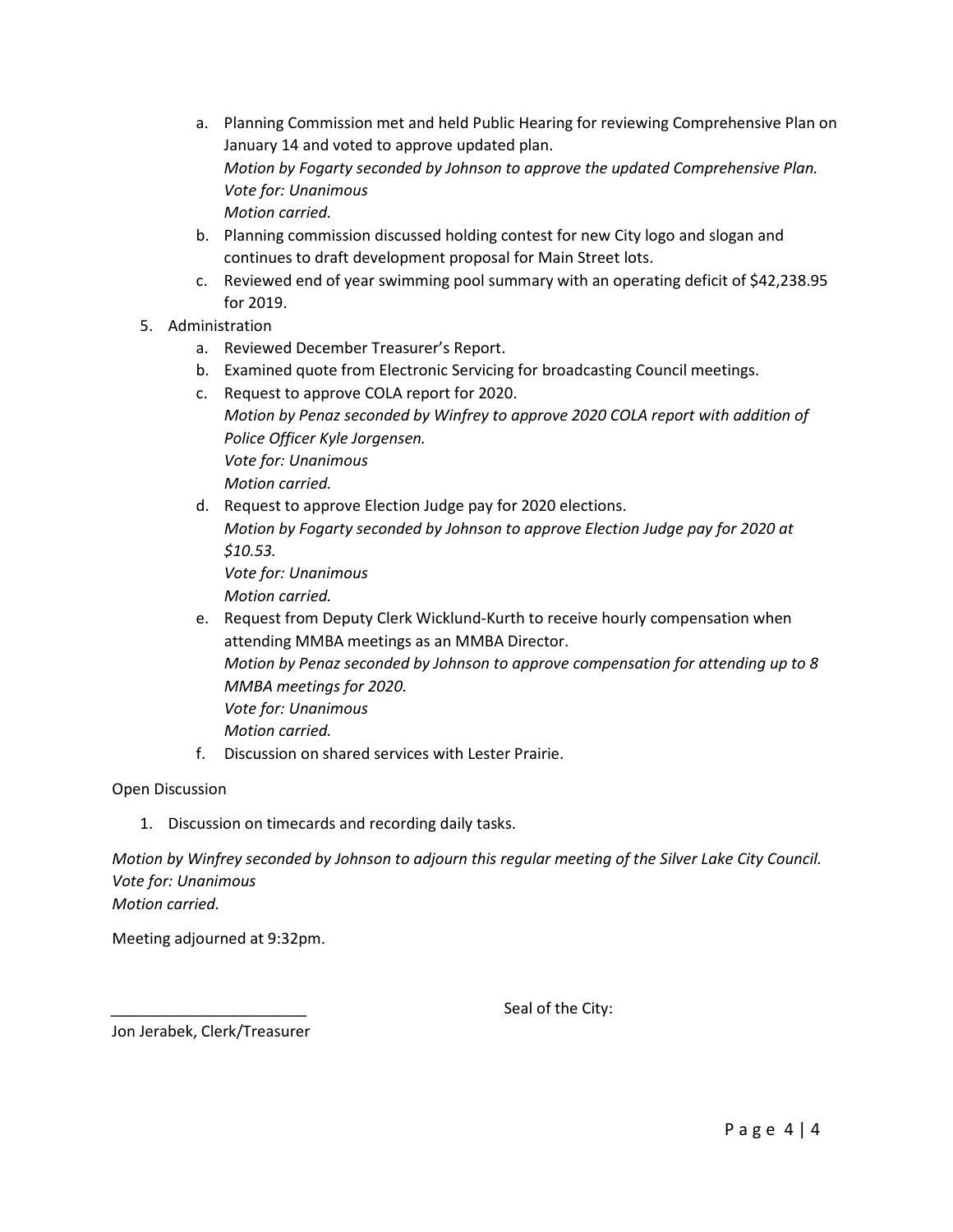a. Planning Commission met and held Public Hearing for reviewing Comprehensive Plan on January 14 and voted to approve updated plan.
      *Motion by Fogarty seconded by Johnson to approve the updated Comprehensive Plan.*
      *Vote for: Unanimous*
      *Motion carried.*
   b. Planning commission discussed holding contest for new City logo and slogan and continues to draft development proposal for Main Street lots.
   c. Reviewed end of year swimming pool summary with an operating deficit of $42,238.95 for 2019.

5. Administration
   a. Reviewed December Treasurer's Report.
   b. Examined quote from Electronic Servicing for broadcasting Council meetings.
   c. Request to approve COLA report for 2020.
      *Motion by Penaz seconded by Winfrey to approve 2020 COLA report with addition of Police Officer Kyle Jorgensen.*
      *Vote for: Unanimous*
      *Motion carried.*
   d. Request to approve Election Judge pay for 2020 elections.
      *Motion by Fogarty seconded by Johnson to approve Election Judge pay for 2020 at $10.53.*
      *Vote for: Unanimous*
      *Motion carried.*
   e. Request from Deputy Clerk Wicklund-Kurth to receive hourly compensation when attending MMBA meetings as an MMBA Director.
      *Motion by Penaz seconded by Johnson to approve compensation for attending up to 8 MMBA meetings for 2020.*
      *Vote for: Unanimous*
      *Motion carried.*
   f. Discussion on shared services with Lester Prairie.

Open Discussion

1. Discussion on timecards and recording daily tasks.

*Motion by Winfrey seconded by Johnson to adjourn this regular meeting of the Silver Lake City Council.*
*Vote for: Unanimous*
*Motion carried.*

Meeting adjourned at 9:32pm.

_______________________ Seal of the City:

Jon Jerabek, Clerk/Treasurer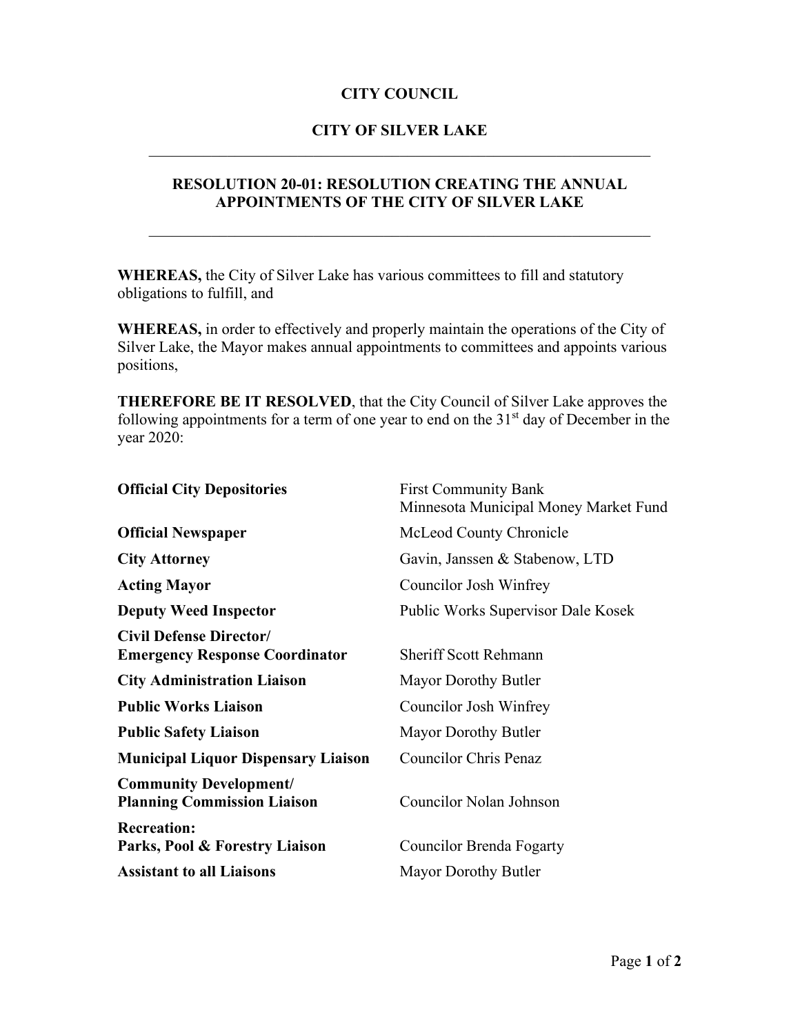**CITY COUNCIL**

**CITY OF SILVER LAKE**

---

**RESOLUTION 20-01: RESOLUTION CREATING THE ANNUAL APPOINTMENTS OF THE CITY OF SILVER LAKE**

---

**WHEREAS,** the City of Silver Lake has various committees to fill and statutory obligations to fulfill, and

**WHEREAS,** in order to effectively and properly maintain the operations of the City of Silver Lake, the Mayor makes annual appointments to committees and appoints various positions,

**THEREFORE BE IT RESOLVED**, that the City Council of Silver Lake approves the following appointments for a term of one year to end on the 31st day of December in the year 2020:

| | |
|---|---|
| **Official City Depositories** | First Community Bank<br>Minnesota Municipal Money Market Fund |
| **Official Newspaper** | McLeod County Chronicle |
| **City Attorney** | Gavin, Janssen & Stabenow, LTD |
| **Acting Mayor** | Councilor Josh Winfrey |
| **Deputy Weed Inspector** | Public Works Supervisor Dale Kosek |
| **Civil Defense Director/ Emergency Response Coordinator** | Sheriff Scott Rehmann |
| **City Administration Liaison** | Mayor Dorothy Butler |
| **Public Works Liaison** | Councilor Josh Winfrey |
| **Public Safety Liaison** | Mayor Dorothy Butler |
| **Municipal Liquor Dispensary Liaison** | Councilor Chris Penaz |
| **Community Development/ Planning Commission Liaison** | Councilor Nolan Johnson |
| **Recreation: Parks, Pool & Forestry Liaison** | Councilor Brenda Fogarty |
| **Assistant to all Liaisons** | Mayor Dorothy Butler |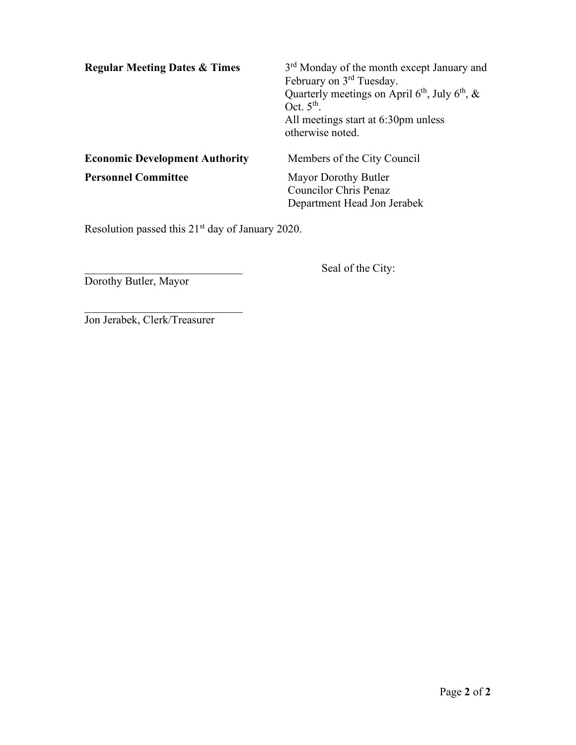| | |
|---|---|
| **Regular Meeting Dates & Times** | 3rd Monday of the month except January and February on 3rd Tuesday.<br>Quarterly meetings on April 6th, July 6th, & Oct. 5th.<br>All meetings start at 6:30pm unless otherwise noted. |
| **Economic Development Authority** | Members of the City Council |
| **Personnel Committee** | Mayor Dorothy Butler<br>Councilor Chris Penaz<br>Department Head Jon Jerabek |

Resolution passed this 21st day of January 2020.

\_\_\_\_\_\_\_\_\_\_\_\_\_\_\_\_\_\_\_\_\_\_\_\_\_\_\_\_\_\_
Dorothy Butler, Mayor

Seal of the City:

\_\_\_\_\_\_\_\_\_\_\_\_\_\_\_\_\_\_\_\_\_\_\_\_\_\_\_\_\_\_
Jon Jerabek, Clerk/Treasurer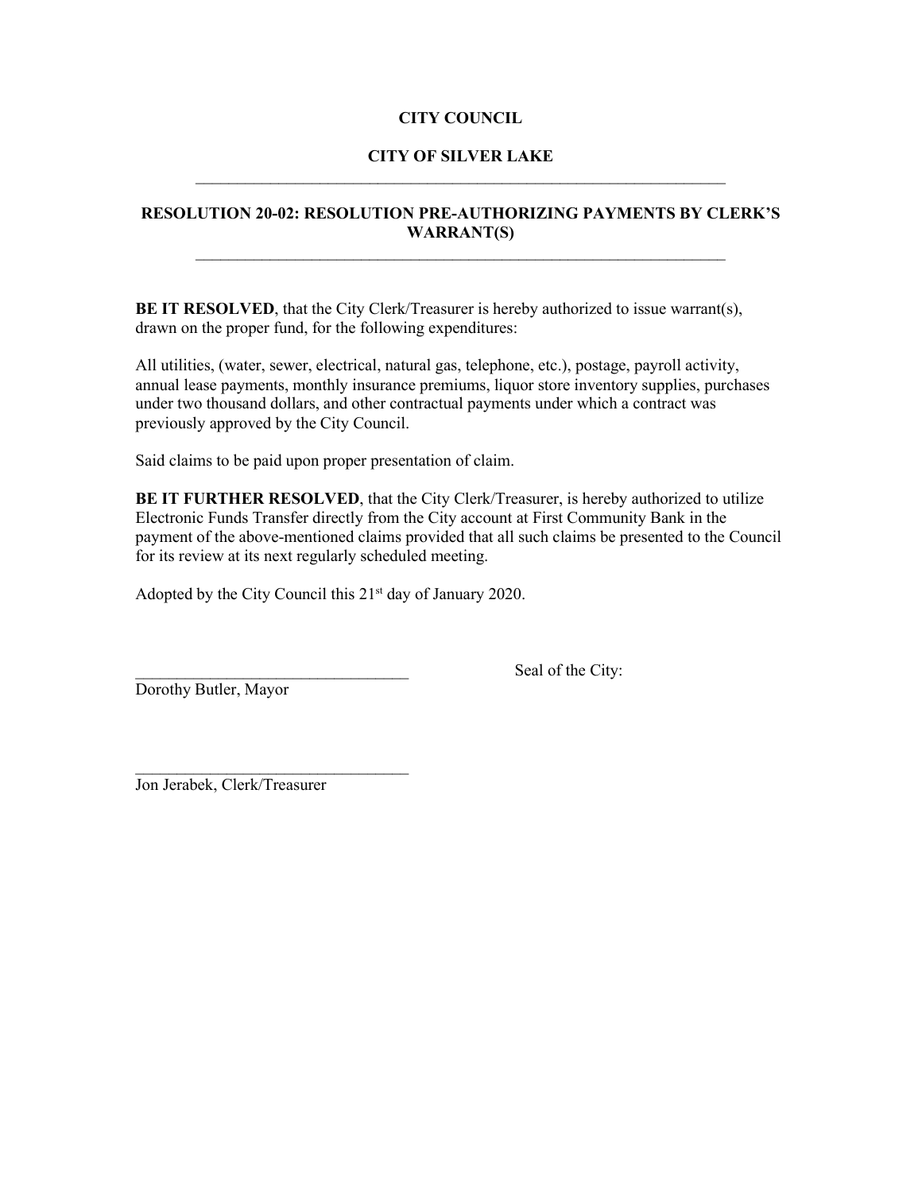**CITY COUNCIL**

**CITY OF SILVER LAKE**

---

**RESOLUTION 20-02: RESOLUTION PRE-AUTHORIZING PAYMENTS BY CLERK'S WARRANT(S)**

---

**BE IT RESOLVED**, that the City Clerk/Treasurer is hereby authorized to issue warrant(s), drawn on the proper fund, for the following expenditures:

All utilities, (water, sewer, electrical, natural gas, telephone, etc.), postage, payroll activity, annual lease payments, monthly insurance premiums, liquor store inventory supplies, purchases under two thousand dollars, and other contractual payments under which a contract was previously approved by the City Council.

Said claims to be paid upon proper presentation of claim.

**BE IT FURTHER RESOLVED**, that the City Clerk/Treasurer, is hereby authorized to utilize Electronic Funds Transfer directly from the City account at First Community Bank in the payment of the above-mentioned claims provided that all such claims be presented to the Council for its review at its next regularly scheduled meeting.

Adopted by the City Council this 21st day of January 2020.

\_\_\_\_\_\_\_\_\_\_\_\_\_\_\_\_\_\_\_\_\_\_\_\_\_\_\_\_\_\_\_\_\_\_
Dorothy Butler, Mayor

Seal of the City:

\_\_\_\_\_\_\_\_\_\_\_\_\_\_\_\_\_\_\_\_\_\_\_\_\_\_\_\_\_\_\_\_\_\_
Jon Jerabek, Clerk/Treasurer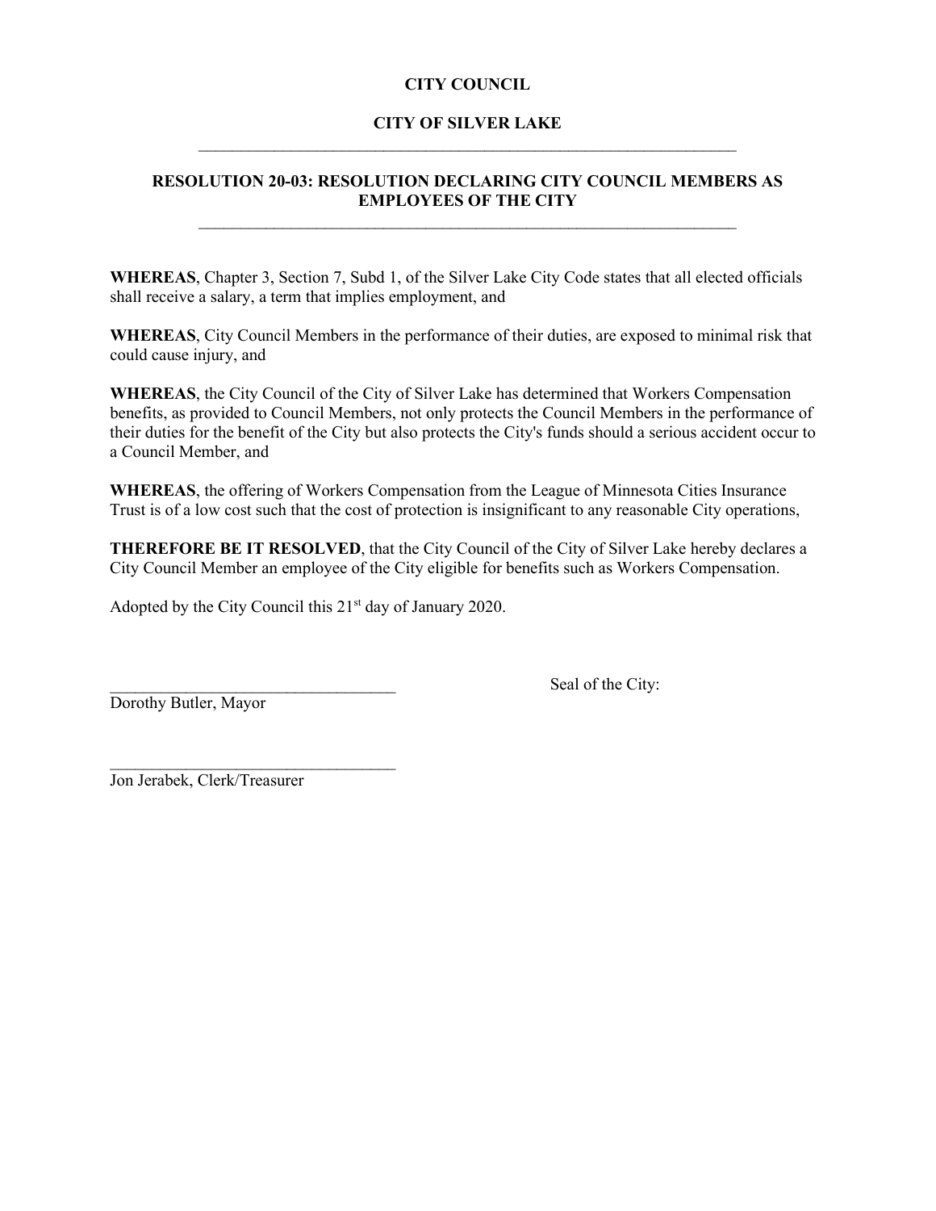**CITY COUNCIL**

**CITY OF SILVER LAKE**

---

**RESOLUTION 20-03: RESOLUTION DECLARING CITY COUNCIL MEMBERS AS EMPLOYEES OF THE CITY**

---

**WHEREAS**, Chapter 3, Section 7, Subd 1, of the Silver Lake City Code states that all elected officials shall receive a salary, a term that implies employment, and

**WHEREAS**, City Council Members in the performance of their duties, are exposed to minimal risk that could cause injury, and

**WHEREAS**, the City Council of the City of Silver Lake has determined that Workers Compensation benefits, as provided to Council Members, not only protects the Council Members in the performance of their duties for the benefit of the City but also protects the City's funds should a serious accident occur to a Council Member, and

**WHEREAS**, the offering of Workers Compensation from the League of Minnesota Cities Insurance Trust is of a low cost such that the cost of protection is insignificant to any reasonable City operations,

**THEREFORE BE IT RESOLVED**, that the City Council of the City of Silver Lake hereby declares a City Council Member an employee of the City eligible for benefits such as Workers Compensation.

Adopted by the City Council this 21st day of January 2020.

\_\_\_\_\_\_\_\_\_\_\_\_\_\_\_\_\_\_\_\_\_\_\_\_\_\_\_\_\_\_\_\_\_\_\_
Dorothy Butler, Mayor

Seal of the City:

\_\_\_\_\_\_\_\_\_\_\_\_\_\_\_\_\_\_\_\_\_\_\_\_\_\_\_\_\_\_\_\_\_\_\_
Jon Jerabek, Clerk/Treasurer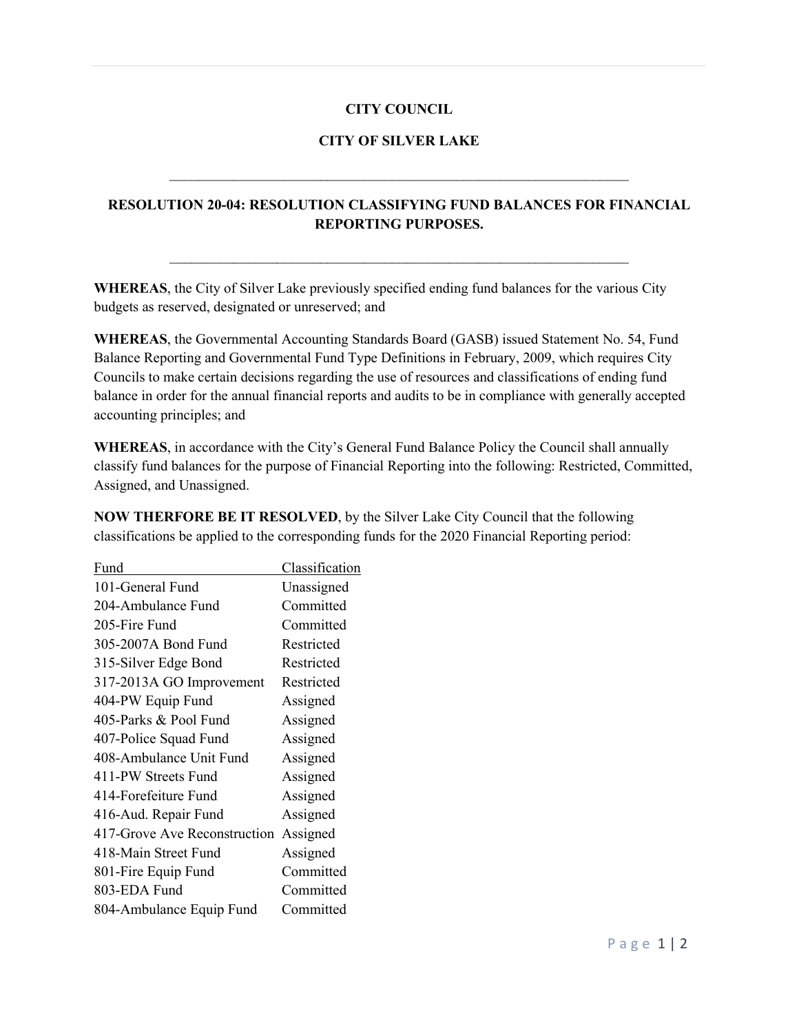**CITY COUNCIL**

**CITY OF SILVER LAKE**

---

**RESOLUTION 20-04: RESOLUTION CLASSIFYING FUND BALANCES FOR FINANCIAL REPORTING PURPOSES.**

---

**WHEREAS**, the City of Silver Lake previously specified ending fund balances for the various City budgets as reserved, designated or unreserved; and

**WHEREAS**, the Governmental Accounting Standards Board (GASB) issued Statement No. 54, Fund Balance Reporting and Governmental Fund Type Definitions in February, 2009, which requires City Councils to make certain decisions regarding the use of resources and classifications of ending fund balance in order for the annual financial reports and audits to be in compliance with generally accepted accounting principles; and

**WHEREAS**, in accordance with the City's General Fund Balance Policy the Council shall annually classify fund balances for the purpose of Financial Reporting into the following: Restricted, Committed, Assigned, and Unassigned.

**NOW THERFORE BE IT RESOLVED**, by the Silver Lake City Council that the following classifications be applied to the corresponding funds for the 2020 Financial Reporting period:

| Fund | Classification |
|---|---|
| 101-General Fund | Unassigned |
| 204-Ambulance Fund | Committed |
| 205-Fire Fund | Committed |
| 305-2007A Bond Fund | Restricted |
| 315-Silver Edge Bond | Restricted |
| 317-2013A GO Improvement | Restricted |
| 404-PW Equip Fund | Assigned |
| 405-Parks & Pool Fund | Assigned |
| 407-Police Squad Fund | Assigned |
| 408-Ambulance Unit Fund | Assigned |
| 411-PW Streets Fund | Assigned |
| 414-Forefeiture Fund | Assigned |
| 416-Aud. Repair Fund | Assigned |
| 417-Grove Ave Reconstruction | Assigned |
| 418-Main Street Fund | Assigned |
| 801-Fire Equip Fund | Committed |
| 803-EDA Fund | Committed |
| 804-Ambulance Equip Fund | Committed |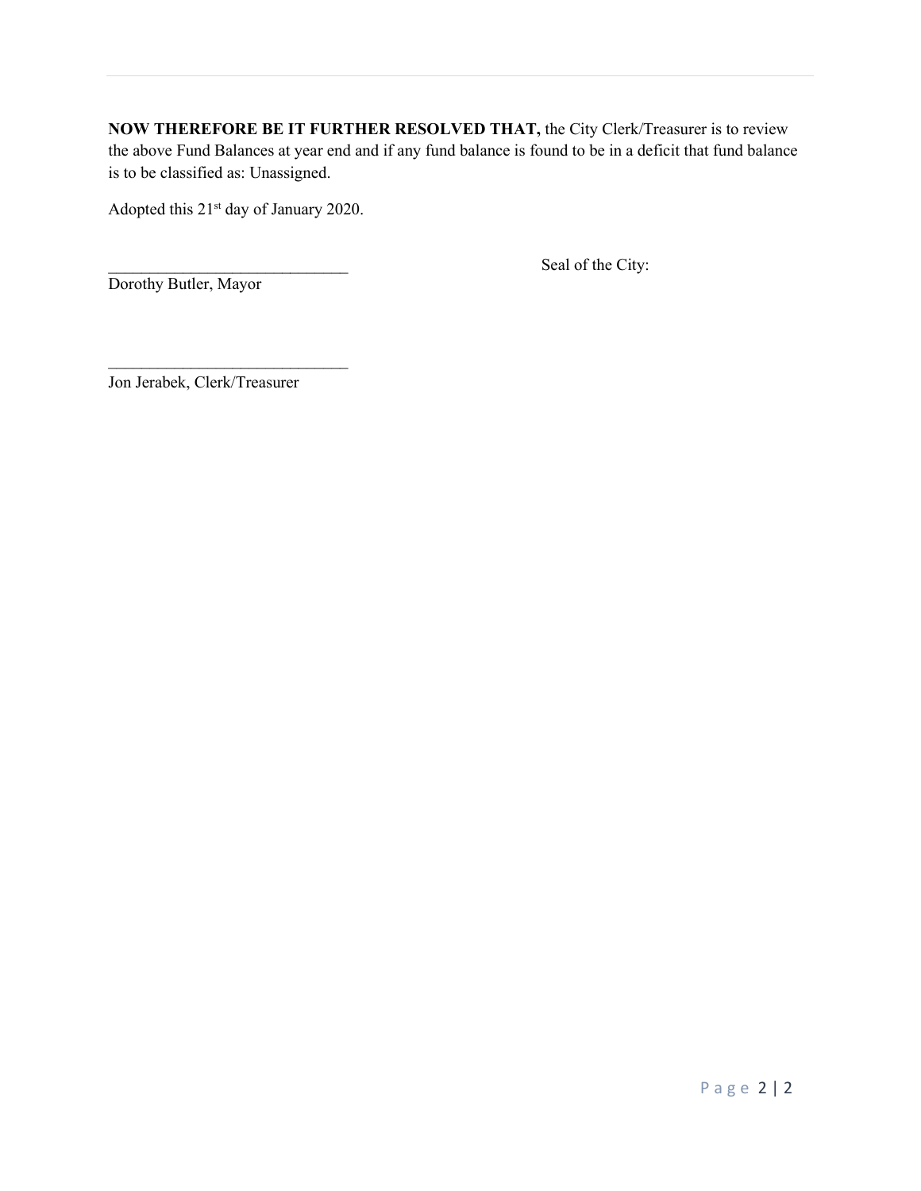**NOW THEREFORE BE IT FURTHER RESOLVED THAT,** the City Clerk/Treasurer is to review the above Fund Balances at year end and if any fund balance is found to be in a deficit that fund balance is to be classified as: Unassigned.

Adopted this 21st day of January 2020.

_____________________________ Seal of the City:
Dorothy Butler, Mayor

_____________________________
Jon Jerabek, Clerk/Treasurer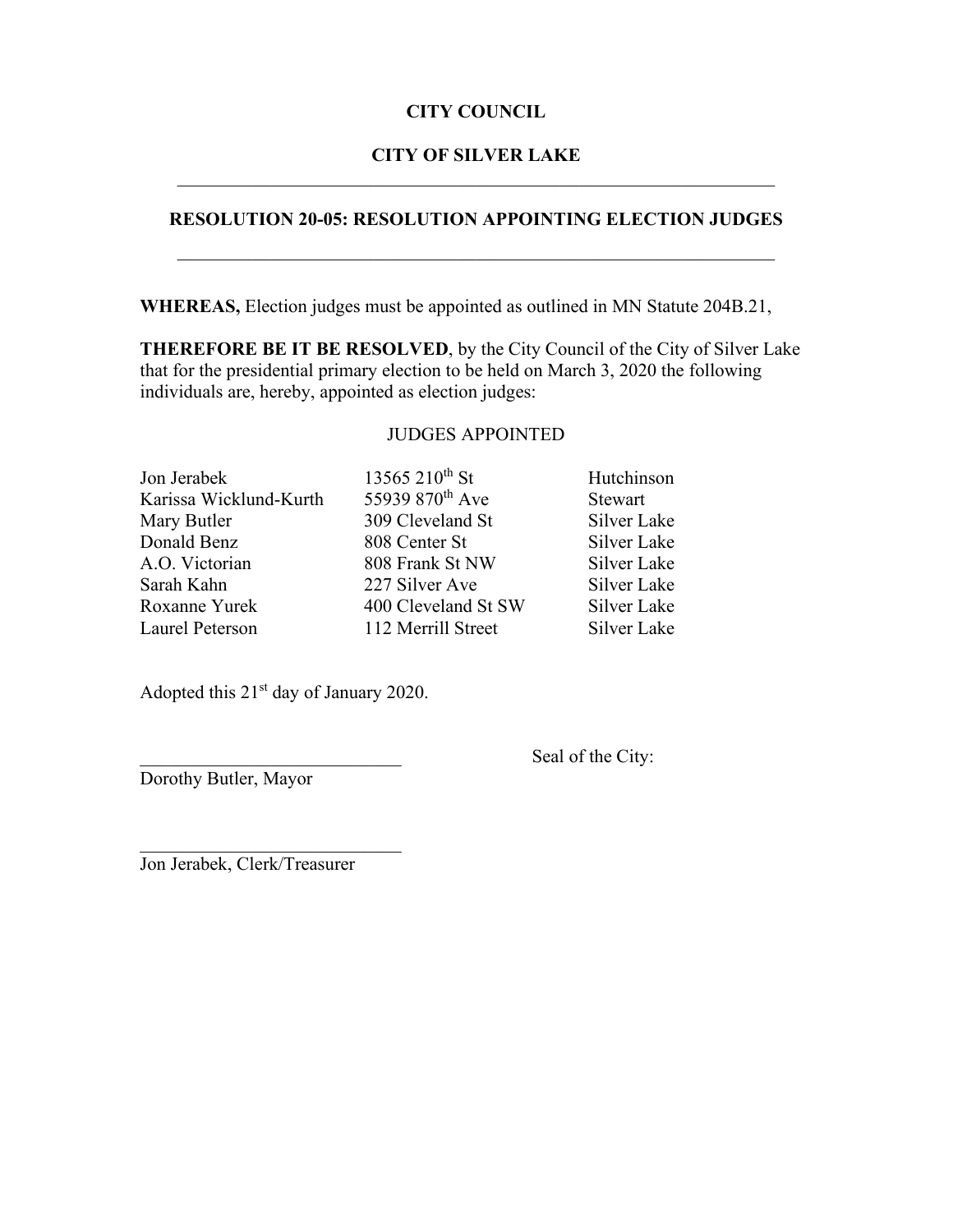# CITY COUNCIL

# CITY OF SILVER LAKE

---

## RESOLUTION 20-05: RESOLUTION APPOINTING ELECTION JUDGES

---

**WHEREAS,** Election judges must be appointed as outlined in MN Statute 204B.21,

**THEREFORE BE IT BE RESOLVED**, by the City Council of the City of Silver Lake that for the presidential primary election to be held on March 3, 2020 the following individuals are, hereby, appointed as election judges:

JUDGES APPOINTED

| | | |
|---|---|---|
| Jon Jerabek | 13565 210th St | Hutchinson |
| Karissa Wicklund-Kurth | 55939 870th Ave | Stewart |
| Mary Butler | 309 Cleveland St | Silver Lake |
| Donald Benz | 808 Center St | Silver Lake |
| A.O. Victorian | 808 Frank St NW | Silver Lake |
| Sarah Kahn | 227 Silver Ave | Silver Lake |
| Roxanne Yurek | 400 Cleveland St SW | Silver Lake |
| Laurel Peterson | 112 Merrill Street | Silver Lake |

Adopted this 21st day of January 2020.

\_\_\_\_\_\_\_\_\_\_\_\_\_\_\_\_\_\_\_\_\_\_\_\_\_\_\_\_
Dorothy Butler, Mayor

Seal of the City:

\_\_\_\_\_\_\_\_\_\_\_\_\_\_\_\_\_\_\_\_\_\_\_\_\_\_\_\_
Jon Jerabek, Clerk/Treasurer